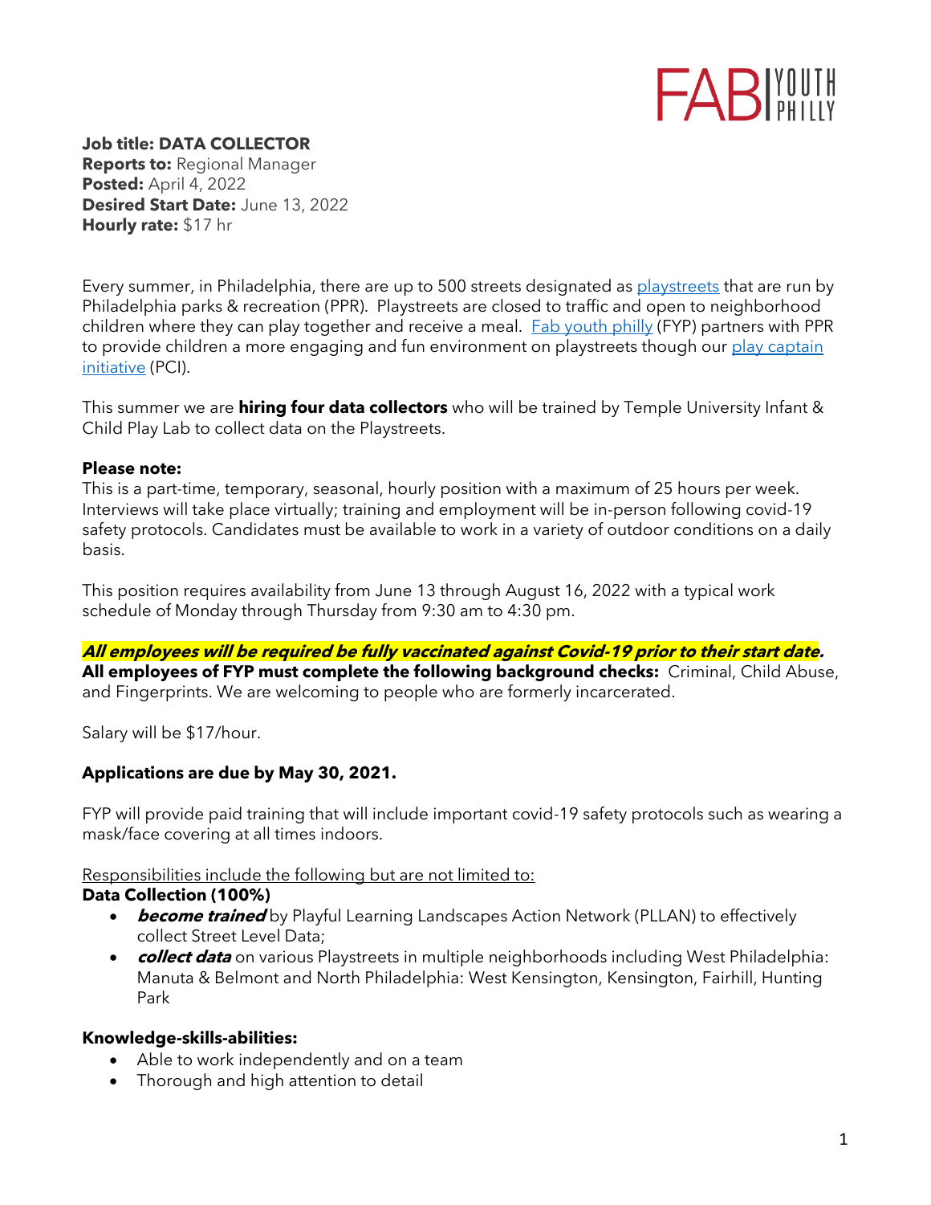FAB YOUTH PHILLY

**Job title: DATA COLLECTOR**
**Reports to:** Regional Manager
**Posted:** April 4, 2022
**Desired Start Date:** June 13, 2022
**Hourly rate:** $17 hr

Every summer, in Philadelphia, there are up to 500 streets designated as [playstreets] that are run by Philadelphia parks & recreation (PPR). Playstreets are closed to traffic and open to neighborhood children where they can play together and receive a meal. [Fab youth philly] (FYP) partners with PPR to provide children a more engaging and fun environment on playstreets though our [play captain initiative] (PCI).

This summer we are **hiring four data collectors** who will be trained by Temple University Infant & Child Play Lab to collect data on the Playstreets.

**Please note:**
This is a part-time, temporary, seasonal, hourly position with a maximum of 25 hours per week. Interviews will take place virtually; training and employment will be in-person following covid-19 safety protocols. Candidates must be available to work in a variety of outdoor conditions on a daily basis.

This position requires availability from June 13 through August 16, 2022 with a typical work schedule of Monday through Thursday from 9:30 am to 4:30 pm.

***All employees will be required be fully vaccinated against Covid-19 prior to their start date.***
**All employees of FYP must complete the following background checks:** Criminal, Child Abuse, and Fingerprints. We are welcoming to people who are formerly incarcerated.

Salary will be $17/hour.

**Applications are due by May 30, 2021.**

FYP will provide paid training that will include important covid-19 safety protocols such as wearing a mask/face covering at all times indoors.

Responsibilities include the following but are not limited to:

**Data Collection (100%)**

- ***become trained*** by Playful Learning Landscapes Action Network (PLLAN) to effectively collect Street Level Data;
- ***collect data*** on various Playstreets in multiple neighborhoods including West Philadelphia: Manuta & Belmont and North Philadelphia: West Kensington, Kensington, Fairhill, Hunting Park

**Knowledge-skills-abilities:**

- Able to work independently and on a team
- Thorough and high attention to detail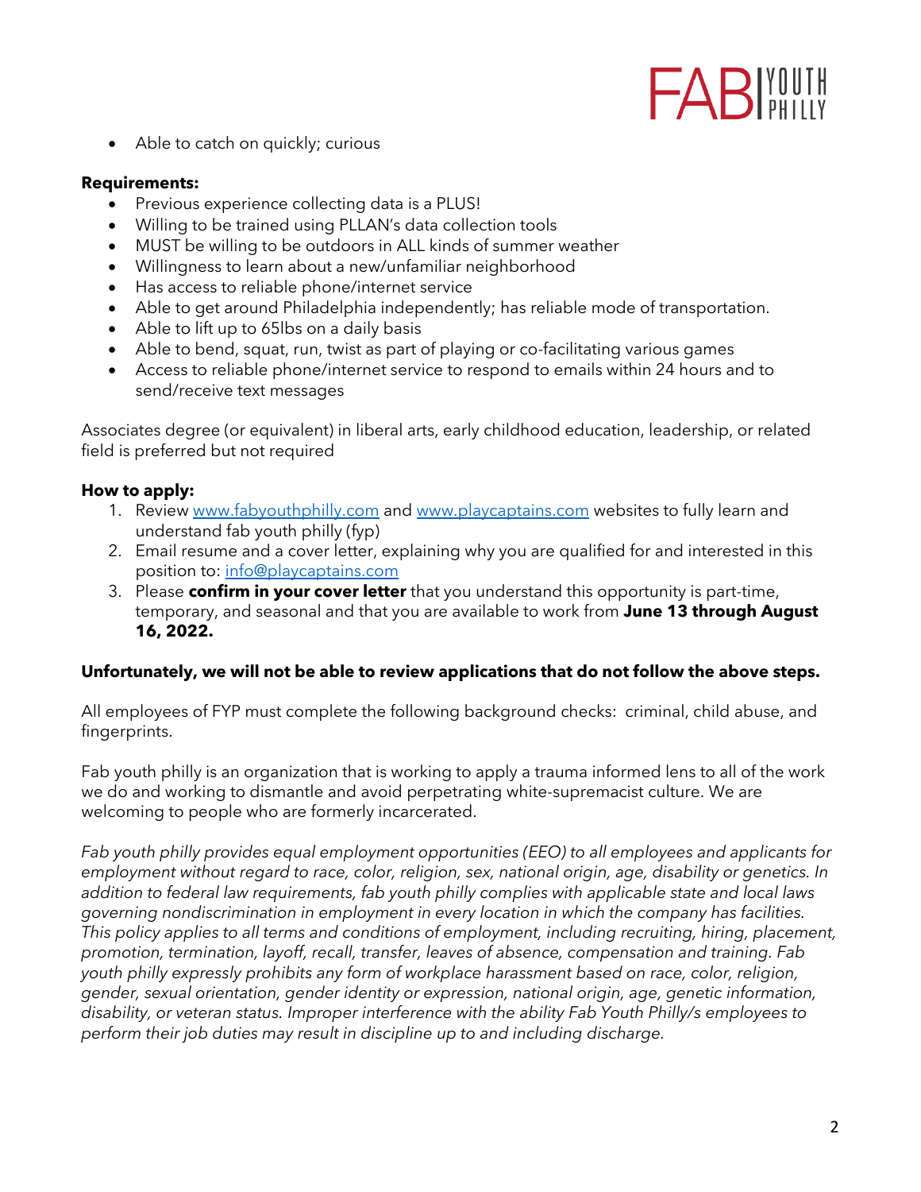- Able to catch on quickly; curious

**Requirements:**

- Previous experience collecting data is a PLUS!
- Willing to be trained using PLLAN's data collection tools
- MUST be willing to be outdoors in ALL kinds of summer weather
- Willingness to learn about a new/unfamiliar neighborhood
- Has access to reliable phone/internet service
- Able to get around Philadelphia independently; has reliable mode of transportation.
- Able to lift up to 65lbs on a daily basis
- Able to bend, squat, run, twist as part of playing or co-facilitating various games
- Access to reliable phone/internet service to respond to emails within 24 hours and to send/receive text messages

Associates degree (or equivalent) in liberal arts, early childhood education, leadership, or related field is preferred but not required

**How to apply:**

1. Review www.fabyouthphilly.com and www.playcaptains.com websites to fully learn and understand fab youth philly (fyp)
2. Email resume and a cover letter, explaining why you are qualified for and interested in this position to: info@playcaptains.com
3. Please **confirm in your cover letter** that you understand this opportunity is part-time, temporary, and seasonal and that you are available to work from **June 13 through August 16, 2022.**

**Unfortunately, we will not be able to review applications that do not follow the above steps.**

All employees of FYP must complete the following background checks: criminal, child abuse, and fingerprints.

Fab youth philly is an organization that is working to apply a trauma informed lens to all of the work we do and working to dismantle and avoid perpetrating white-supremacist culture. We are welcoming to people who are formerly incarcerated.

*Fab youth philly provides equal employment opportunities (EEO) to all employees and applicants for employment without regard to race, color, religion, sex, national origin, age, disability or genetics. In addition to federal law requirements, fab youth philly complies with applicable state and local laws governing nondiscrimination in employment in every location in which the company has facilities. This policy applies to all terms and conditions of employment, including recruiting, hiring, placement, promotion, termination, layoff, recall, transfer, leaves of absence, compensation and training. Fab youth philly expressly prohibits any form of workplace harassment based on race, color, religion, gender, sexual orientation, gender identity or expression, national origin, age, genetic information, disability, or veteran status. Improper interference with the ability Fab Youth Philly/s employees to perform their job duties may result in discipline up to and including discharge.*